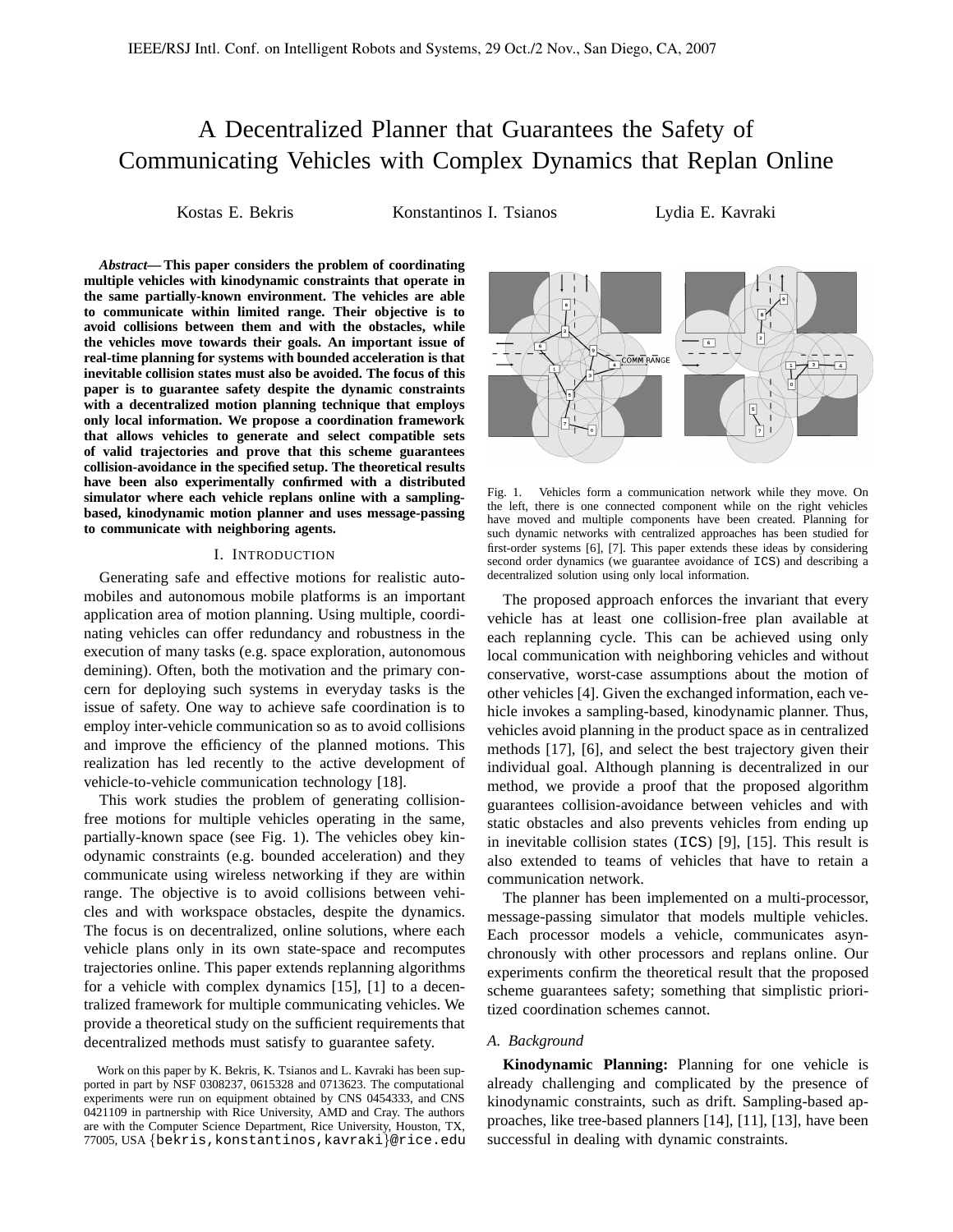# A Decentralized Planner that Guarantees the Safety of Communicating Vehicles with Complex Dynamics that Replan Online

Kostas E. Bekris    Konstantinos I. Tsianos    Lydia E. Kavraki

***Abstract*— This paper considers the problem of coordinating multiple vehicles with kinodynamic constraints that operate in the same partially-known environment. The vehicles are able to communicate within limited range. Their objective is to avoid collisions between them and with the obstacles, while the vehicles move towards their goals. An important issue of real-time planning for systems with bounded acceleration is that inevitable collision states must also be avoided. The focus of this paper is to guarantee safety despite the dynamic constraints with a decentralized motion planning technique that employs only local information. We propose a coordination framework that allows vehicles to generate and select compatible sets of valid trajectories and prove that this scheme guarantees collision-avoidance in the specified setup. The theoretical results have been also experimentally confirmed with a distributed simulator where each vehicle replans online with a sampling-based, kinodynamic motion planner and uses message-passing to communicate with neighboring agents.**

## I. Introduction

Generating safe and effective motions for realistic automobiles and autonomous mobile platforms is an important application area of motion planning. Using multiple, coordinating vehicles can offer redundancy and robustness in the execution of many tasks (e.g. space exploration, autonomous demining). Often, both the motivation and the primary concern for deploying such systems in everyday tasks is the issue of safety. One way to achieve safe coordination is to employ inter-vehicle communication so as to avoid collisions and improve the efficiency of the planned motions. This realization has led recently to the active development of vehicle-to-vehicle communication technology [18].

This work studies the problem of generating collision-free motions for multiple vehicles operating in the same, partially-known space (see Fig. 1). The vehicles obey kinodynamic constraints (e.g. bounded acceleration) and they communicate using wireless networking if they are within range. The objective is to avoid collisions between vehicles and with workspace obstacles, despite the dynamics. The focus is on decentralized, online solutions, where each vehicle plans only in its own state-space and recomputes trajectories online. This paper extends replanning algorithms for a vehicle with complex dynamics [15], [1] to a decentralized framework for multiple communicating vehicles. We provide a theoretical study on the sufficient requirements that decentralized methods must satisfy to guarantee safety.

Work on this paper by K. Bekris, K. Tsianos and L. Kavraki has been supported in part by NSF 0308237, 0615328 and 0713623. The computational experiments were run on equipment obtained by CNS 0454333, and CNS 0421109 in partnership with Rice University, AMD and Cray. The authors are with the Computer Science Department, Rice University, Houston, TX, 77005, USA {bekris,konstantinos,kavraki}@rice.edu

COMM RANGE

Fig. 1. Vehicles form a communication network while they move. On the left, there is one connected component while on the right vehicles have moved and multiple components have been created. Planning for such dynamic networks with centralized approaches has been studied for first-order systems [6], [7]. This paper extends these ideas by considering second order dynamics (we guarantee avoidance of ICS) and describing a decentralized solution using only local information.

The proposed approach enforces the invariant that every vehicle has at least one collision-free plan available at each replanning cycle. This can be achieved using only local communication with neighboring vehicles and without conservative, worst-case assumptions about the motion of other vehicles [4]. Given the exchanged information, each vehicle invokes a sampling-based, kinodynamic planner. Thus, vehicles avoid planning in the product space as in centralized methods [17], [6], and select the best trajectory given their individual goal. Although planning is decentralized in our method, we provide a proof that the proposed algorithm guarantees collision-avoidance between vehicles and with static obstacles and also prevents vehicles from ending up in inevitable collision states (ICS) [9], [15]. This result is also extended to teams of vehicles that have to retain a communication network.

The planner has been implemented on a multi-processor, message-passing simulator that models multiple vehicles. Each processor models a vehicle, communicates asynchronously with other processors and replans online. Our experiments confirm the theoretical result that the proposed scheme guarantees safety; something that simplistic prioritized coordination schemes cannot.

### A. Background

**Kinodynamic Planning:** Planning for one vehicle is already challenging and complicated by the presence of kinodynamic constraints, such as drift. Sampling-based approaches, like tree-based planners [14], [11], [13], have been successful in dealing with dynamic constraints.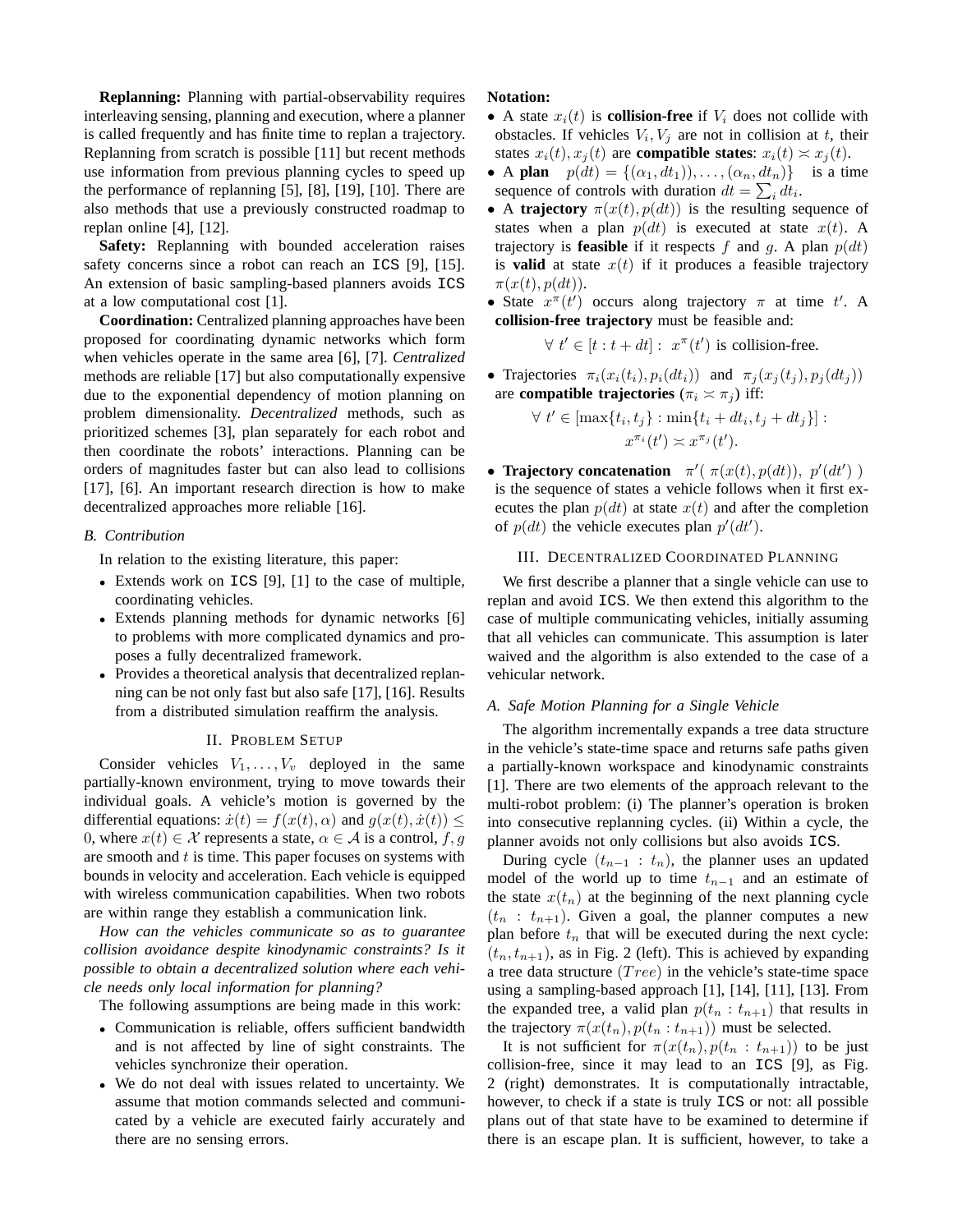**Replanning:** Planning with partial-observability requires interleaving sensing, planning and execution, where a planner is called frequently and has finite time to replan a trajectory. Replanning from scratch is possible [11] but recent methods use information from previous planning cycles to speed up the performance of replanning [5], [8], [19], [10]. There are also methods that use a previously constructed roadmap to replan online [4], [12].

**Safety:** Replanning with bounded acceleration raises safety concerns since a robot can reach an `ICS` [9], [15]. An extension of basic sampling-based planners avoids `ICS` at a low computational cost [1].

**Coordination:** Centralized planning approaches have been proposed for coordinating dynamic networks which form when vehicles operate in the same area [6], [7]. *Centralized* methods are reliable [17] but also computationally expensive due to the exponential dependency of motion planning on problem dimensionality. *Decentralized* methods, such as prioritized schemes [3], plan separately for each robot and then coordinate the robots' interactions. Planning can be orders of magnitudes faster but can also lead to collisions [17], [6]. An important research direction is how to make decentralized approaches more reliable [16].

### B. Contribution

In relation to the existing literature, this paper:

- Extends work on `ICS` [9], [1] to the case of multiple, coordinating vehicles.
- Extends planning methods for dynamic networks [6] to problems with more complicated dynamics and proposes a fully decentralized framework.
- Provides a theoretical analysis that decentralized replanning can be not only fast but also safe [17], [16]. Results from a distributed simulation reaffirm the analysis.

## II. Problem Setup

Consider vehicles $V_1, \ldots, V_v$ deployed in the same partially-known environment, trying to move towards their individual goals. A vehicle's motion is governed by the differential equations: $\dot{x}(t) = f(x(t), \alpha)$ and $g(x(t), \dot{x}(t)) \leq 0$, where $x(t) \in \mathcal{X}$ represents a state, $\alpha \in \mathcal{A}$ is a control, $f, g$ are smooth and $t$ is time. This paper focuses on systems with bounds in velocity and acceleration. Each vehicle is equipped with wireless communication capabilities. When two robots are within range they establish a communication link.

*How can the vehicles communicate so as to guarantee collision avoidance despite kinodynamic constraints? Is it possible to obtain a decentralized solution where each vehicle needs only local information for planning?*

The following assumptions are being made in this work:

- Communication is reliable, offers sufficient bandwidth and is not affected by line of sight constraints. The vehicles synchronize their operation.
- We do not deal with issues related to uncertainty. We assume that motion commands selected and communicated by a vehicle are executed fairly accurately and there are no sensing errors.

**Notation:**

- A state $x_i(t)$ is **collision-free** if $V_i$ does not collide with obstacles. If vehicles $V_i, V_j$ are not in collision at $t$, their states $x_i(t), x_j(t)$ are **compatible states**: $x_i(t) \asymp x_j(t)$.
- A **plan** $p(dt) = \{(\alpha_1, dt_1)), \ldots, (\alpha_n, dt_n)\}$ is a time sequence of controls with duration $dt = \sum_i dt_i$.
- A **trajectory** $\pi(x(t), p(dt))$ is the resulting sequence of states when a plan $p(dt)$ is executed at state $x(t)$. A trajectory is **feasible** if it respects $f$ and $g$. A plan $p(dt)$ is **valid** at state $x(t)$ if it produces a feasible trajectory $\pi(x(t), p(dt))$.
- State $x^{\pi}(t')$ occurs along trajectory $\pi$ at time $t'$. A **collision-free trajectory** must be feasible and:

$$\forall\ t' \in [t : t + dt] :\ x^{\pi}(t') \text{ is collision-free.}$$

- Trajectories $\pi_i(x_i(t_i), p_i(dt_i))$ and $\pi_j(x_j(t_j), p_j(dt_j))$ are **compatible trajectories** ($\pi_i \asymp \pi_j$) iff:

$$\forall\ t' \in [\max\{t_i, t_j\} : \min\{t_i + dt_i, t_j + dt_j\}] : x^{\pi_i}(t') \asymp x^{\pi_j}(t').$$

- **Trajectory concatenation** $\pi'(\ \pi(x(t), p(dt)),\ p'(dt')\ )$ is the sequence of states a vehicle follows when it first executes the plan $p(dt)$ at state $x(t)$ and after the completion of $p(dt)$ the vehicle executes plan $p'(dt')$.

## III. Decentralized Coordinated Planning

We first describe a planner that a single vehicle can use to replan and avoid `ICS`. We then extend this algorithm to the case of multiple communicating vehicles, initially assuming that all vehicles can communicate. This assumption is later waived and the algorithm is also extended to the case of a vehicular network.

### A. Safe Motion Planning for a Single Vehicle

The algorithm incrementally expands a tree data structure in the vehicle's state-time space and returns safe paths given a partially-known workspace and kinodynamic constraints [1]. There are two elements of the approach relevant to the multi-robot problem: (i) The planner's operation is broken into consecutive replanning cycles. (ii) Within a cycle, the planner avoids not only collisions but also avoids `ICS`.

During cycle $(t_{n-1} : t_n)$, the planner uses an updated model of the world up to time $t_{n-1}$ and an estimate of the state $x(t_n)$ at the beginning of the next planning cycle $(t_n : t_{n+1})$. Given a goal, the planner computes a new plan before $t_n$ that will be executed during the next cycle: $(t_n, t_{n+1})$, as in Fig. 2 (left). This is achieved by expanding a tree data structure ($Tree$) in the vehicle's state-time space using a sampling-based approach [1], [14], [11], [13]. From the expanded tree, a valid plan $p(t_n : t_{n+1})$ that results in the trajectory $\pi(x(t_n), p(t_n : t_{n+1}))$ must be selected.

It is not sufficient for $\pi(x(t_n), p(t_n : t_{n+1}))$ to be just collision-free, since it may lead to an `ICS` [9], as Fig. 2 (right) demonstrates. It is computationally intractable, however, to check if a state is truly `ICS` or not: all possible plans out of that state have to be examined to determine if there is an escape plan. It is sufficient, however, to take a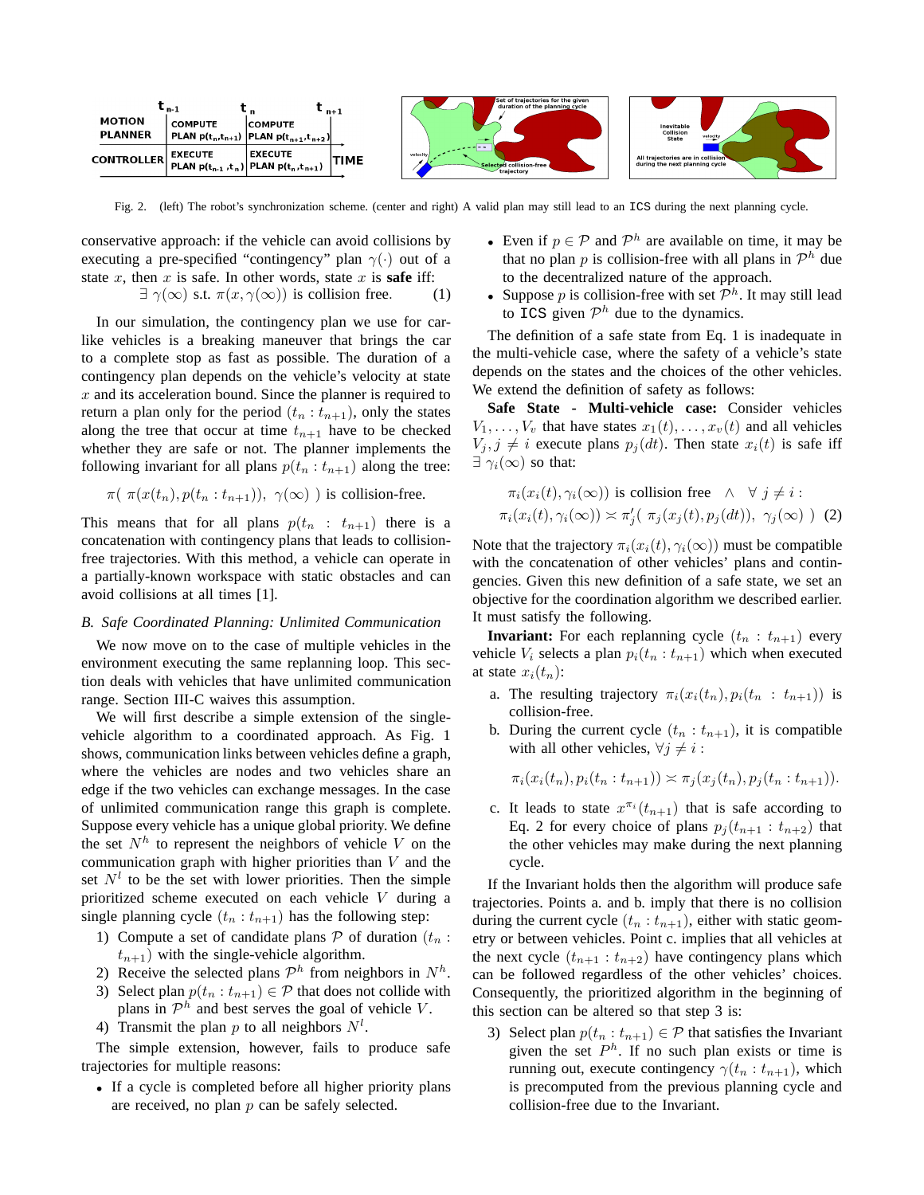Fig. 2. (left) The robot's synchronization scheme. (center and right) A valid plan may still lead to an ICS during the next planning cycle.

conservative approach: if the vehicle can avoid collisions by executing a pre-specified "contingency" plan $\gamma(\cdot)$ out of a state $x$, then $x$ is safe. In other words, state $x$ is **safe** iff:

$$\exists\ \gamma(\infty) \text{ s.t. } \pi(x, \gamma(\infty)) \text{ is collision free.} \quad (1)$$

In our simulation, the contingency plan we use for car-like vehicles is a breaking maneuver that brings the car to a complete stop as fast as possible. The duration of a contingency plan depends on the vehicle's velocity at state $x$ and its acceleration bound. Since the planner is required to return a plan only for the period $(t_n : t_{n+1})$, only the states along the tree that occur at time $t_{n+1}$ have to be checked whether they are safe or not. The planner implements the following invariant for all plans $p(t_n : t_{n+1})$ along the tree:

$$\pi(\ \pi(x(t_n), p(t_n : t_{n+1})),\ \gamma(\infty)\ ) \text{ is collision-free.}$$

This means that for all plans $p(t_n : t_{n+1})$ there is a concatenation with contingency plans that leads to collision-free trajectories. With this method, a vehicle can operate in a partially-known workspace with static obstacles and can avoid collisions at all times [1].

### B. Safe Coordinated Planning: Unlimited Communication

We now move on to the case of multiple vehicles in the environment executing the same replanning loop. This section deals with vehicles that have unlimited communication range. Section III-C waives this assumption.

We will first describe a simple extension of the single-vehicle algorithm to a coordinated approach. As Fig. 1 shows, communication links between vehicles define a graph, where the vehicles are nodes and two vehicles share an edge if the two vehicles can exchange messages. In the case of unlimited communication range this graph is complete. Suppose every vehicle has a unique global priority. We define the set $N^h$ to represent the neighbors of vehicle $V$ on the communication graph with higher priorities than $V$ and the set $N^l$ to be the set with lower priorities. Then the simple prioritized scheme executed on each vehicle $V$ during a single planning cycle $(t_n : t_{n+1})$ has the following step:

1) Compute a set of candidate plans $\mathcal{P}$ of duration $(t_n : t_{n+1})$ with the single-vehicle algorithm.
2) Receive the selected plans $\mathcal{P}^h$ from neighbors in $N^h$.
3) Select plan $p(t_n : t_{n+1}) \in \mathcal{P}$ that does not collide with plans in $\mathcal{P}^h$ and best serves the goal of vehicle $V$.
4) Transmit the plan $p$ to all neighbors $N^l$.

The simple extension, however, fails to produce safe trajectories for multiple reasons:

- If a cycle is completed before all higher priority plans are received, no plan $p$ can be safely selected.
- Even if $p \in \mathcal{P}$ and $\mathcal{P}^h$ are available on time, it may be that no plan $p$ is collision-free with all plans in $\mathcal{P}^h$ due to the decentralized nature of the approach.
- Suppose $p$ is collision-free with set $\mathcal{P}^h$. It may still lead to ICS given $\mathcal{P}^h$ due to the dynamics.

The definition of a safe state from Eq. 1 is inadequate in the multi-vehicle case, where the safety of a vehicle's state depends on the states and the choices of the other vehicles. We extend the definition of safety as follows:

**Safe State - Multi-vehicle case:** Consider vehicles $V_1, \ldots, V_v$ that have states $x_1(t), \ldots, x_v(t)$ and all vehicles $V_j, j \neq i$ execute plans $p_j(dt)$. Then state $x_i(t)$ is safe iff $\exists\ \gamma_i(\infty)$ so that:

$$\pi_i(x_i(t), \gamma_i(\infty)) \text{ is collision free } \ \wedge \ \ \forall\ j \neq i :$$
$$\pi_i(x_i(t), \gamma_i(\infty)) \asymp \pi'_j(\ \pi_j(x_j(t), p_j(dt)),\ \gamma_j(\infty)\ ) \quad (2)$$

Note that the trajectory $\pi_i(x_i(t), \gamma_i(\infty))$ must be compatible with the concatenation of other vehicles' plans and contingencies. Given this new definition of a safe state, we set an objective for the coordination algorithm we described earlier. It must satisfy the following.

**Invariant:** For each replanning cycle $(t_n : t_{n+1})$ every vehicle $V_i$ selects a plan $p_i(t_n : t_{n+1})$ which when executed at state $x_i(t_n)$:

a. The resulting trajectory $\pi_i(x_i(t_n), p_i(t_n : t_{n+1}))$ is collision-free.
b. During the current cycle $(t_n : t_{n+1})$, it is compatible with all other vehicles, $\forall j \neq i$ :

$$\pi_i(x_i(t_n), p_i(t_n : t_{n+1})) \asymp \pi_j(x_j(t_n), p_j(t_n : t_{n+1})).$$

c. It leads to state $x^{\pi_i}(t_{n+1})$ that is safe according to Eq. 2 for every choice of plans $p_j(t_{n+1} : t_{n+2})$ that the other vehicles may make during the next planning cycle.

If the Invariant holds then the algorithm will produce safe trajectories. Points a. and b. imply that there is no collision during the current cycle $(t_n : t_{n+1})$, either with static geometry or between vehicles. Point c. implies that all vehicles at the next cycle $(t_{n+1} : t_{n+2})$ have contingency plans which can be followed regardless of the other vehicles' choices. Consequently, the prioritized algorithm in the beginning of this section can be altered so that step 3 is:

3) Select plan $p(t_n : t_{n+1}) \in \mathcal{P}$ that satisfies the Invariant given the set $P^h$. If no such plan exists or time is running out, execute contingency $\gamma(t_n : t_{n+1})$, which is precomputed from the previous planning cycle and collision-free due to the Invariant.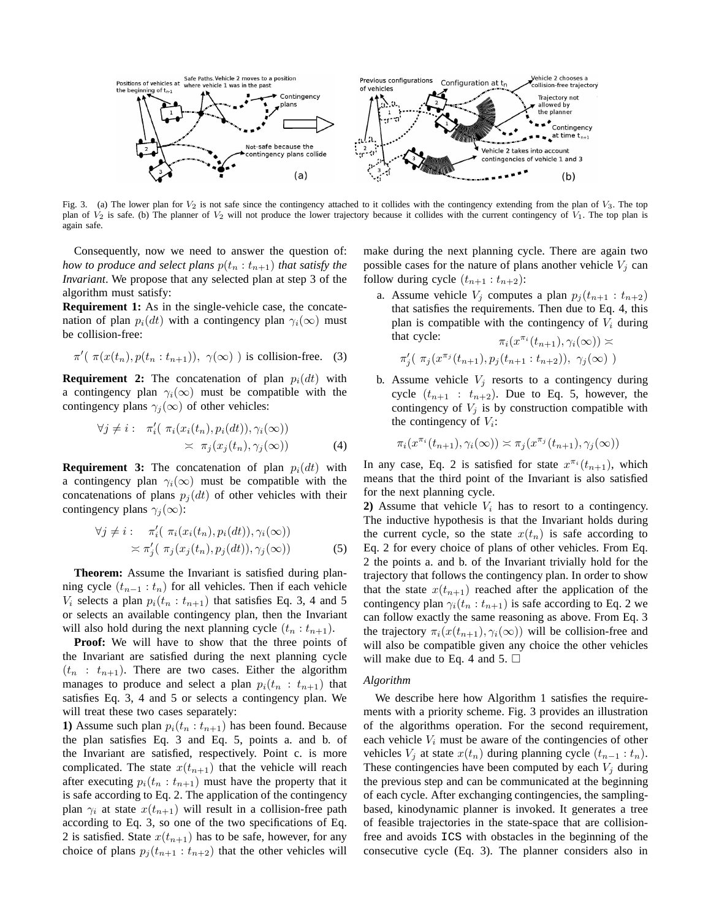Fig. 3. (a) The lower plan for $V_2$ is not safe since the contingency attached to it collides with the contingency extending from the plan of $V_3$. The top plan of $V_2$ is safe. (b) The planner of $V_2$ will not produce the lower trajectory because it collides with the current contingency of $V_1$. The top plan is again safe.

Consequently, now we need to answer the question of: *how to produce and select plans $p(t_n : t_{n+1})$ that satisfy the Invariant*. We propose that any selected plan at step 3 of the algorithm must satisfy:

**Requirement 1:** As in the single-vehicle case, the concatenation of plan $p_i(dt)$ with a contingency plan $\gamma_i(\infty)$ must be collision-free:

$$\pi'(\ \pi(x(t_n), p(t_n : t_{n+1})),\ \gamma(\infty)\ ) \text{ is collision-free.} \quad (3)$$

**Requirement 2:** The concatenation of plan $p_i(dt)$ with a contingency plan $\gamma_i(\infty)$ must be compatible with the contingency plans $\gamma_j(\infty)$ of other vehicles:

$$\forall j \neq i: \quad \pi'_i(\ \pi_i(x_i(t_n), p_i(dt)), \gamma_i(\infty)) \asymp \pi_j(x_j(t_n), \gamma_j(\infty)) \quad (4)$$

**Requirement 3:** The concatenation of plan $p_i(dt)$ with a contingency plan $\gamma_i(\infty)$ must be compatible with the concatenations of plans $p_j(dt)$ of other vehicles with their contingency plans $\gamma_j(\infty)$:

$$\forall j \neq i: \quad \pi'_i(\ \pi_i(x_i(t_n), p_i(dt)), \gamma_i(\infty)) \asymp \pi'_j(\ \pi_j(x_j(t_n), p_j(dt)), \gamma_j(\infty)) \quad (5)$$

**Theorem:** Assume the Invariant is satisfied during planning cycle $(t_{n-1} : t_n)$ for all vehicles. Then if each vehicle $V_i$ selects a plan $p_i(t_n : t_{n+1})$ that satisfies Eq. 3, 4 and 5 or selects an available contingency plan, then the Invariant will also hold during the next planning cycle $(t_n : t_{n+1})$.

**Proof:** We will have to show that the three points of the Invariant are satisfied during the next planning cycle $(t_n : t_{n+1})$. There are two cases. Either the algorithm manages to produce and select a plan $p_i(t_n : t_{n+1})$ that satisfies Eq. 3, 4 and 5 or selects a contingency plan. We will treat these two cases separately:

**1)** Assume such plan $p_i(t_n : t_{n+1})$ has been found. Because the plan satisfies Eq. 3 and Eq. 5, points a. and b. of the Invariant are satisfied, respectively. Point c. is more complicated. The state $x(t_{n+1})$ that the vehicle will reach after executing $p_i(t_n : t_{n+1})$ must have the property that it is safe according to Eq. 2. The application of the contingency plan $\gamma_i$ at state $x(t_{n+1})$ will result in a collision-free path according to Eq. 3, so one of the two specifications of Eq. 2 is satisfied. State $x(t_{n+1})$ has to be safe, however, for any choice of plans $p_j(t_{n+1} : t_{n+2})$ that the other vehicles will make during the next planning cycle. There are again two possible cases for the nature of plans another vehicle $V_j$ can follow during cycle $(t_{n+1} : t_{n+2})$:

a. Assume vehicle $V_j$ computes a plan $p_j(t_{n+1} : t_{n+2})$ that satisfies the requirements. Then due to Eq. 4, this plan is compatible with the contingency of $V_i$ during that cycle:
$$\pi_i(x^{\pi_i}(t_{n+1}), \gamma_i(\infty)) \asymp \pi'_j(\ \pi_j(x^{\pi_j}(t_{n+1}), p_j(t_{n+1} : t_{n+2})),\ \gamma_j(\infty)\ )$$

b. Assume vehicle $V_j$ resorts to a contingency during cycle $(t_{n+1} : t_{n+2})$. Due to Eq. 5, however, the contingency of $V_j$ is by construction compatible with the contingency of $V_i$:
$$\pi_i(x^{\pi_i}(t_{n+1}), \gamma_i(\infty)) \asymp \pi_j(x^{\pi_j}(t_{n+1}), \gamma_j(\infty))$$

In any case, Eq. 2 is satisfied for state $x^{\pi_i}(t_{n+1})$, which means that the third point of the Invariant is also satisfied for the next planning cycle.

**2)** Assume that vehicle $V_i$ has to resort to a contingency. The inductive hypothesis is that the Invariant holds during the current cycle, so the state $x(t_n)$ is safe according to Eq. 2 for every choice of plans of other vehicles. From Eq. 2 the points a. and b. of the Invariant trivially hold for the trajectory that follows the contingency plan. In order to show that the state $x(t_{n+1})$ reached after the application of the contingency plan $\gamma_i(t_n : t_{n+1})$ is safe according to Eq. 2 we can follow exactly the same reasoning as above. From Eq. 3 the trajectory $\pi_i(x(t_{n+1}), \gamma_i(\infty))$ will be collision-free and will also be compatible given any choice the other vehicles will make due to Eq. 4 and 5. □

*Algorithm*

We describe here how Algorithm 1 satisfies the requirements with a priority scheme. Fig. 3 provides an illustration of the algorithms operation. For the second requirement, each vehicle $V_i$ must be aware of the contingencies of other vehicles $V_j$ at state $x(t_n)$ during planning cycle $(t_{n-1} : t_n)$. These contingencies have been computed by each $V_j$ during the previous step and can be communicated at the beginning of each cycle. After exchanging contingencies, the sampling-based, kinodynamic planner is invoked. It generates a tree of feasible trajectories in the state-space that are collision-free and avoids `ICS` with obstacles in the beginning of the consecutive cycle (Eq. 3). The planner considers also in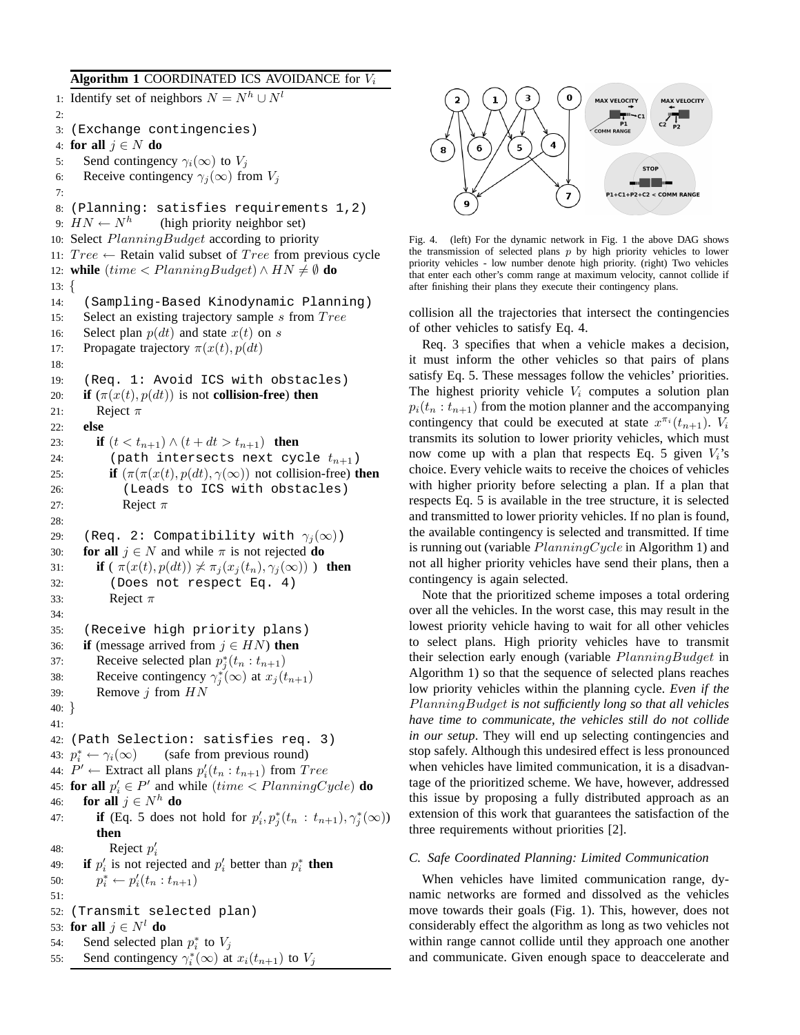**Algorithm 1** COORDINATED ICS AVOIDANCE for $V_i$

```
1: Identify set of neighbors N = N^h ∪ N^l
2:
3: (Exchange contingencies)
4: for all j ∈ N do
5:    Send contingency γ_i(∞) to V_j
6:    Receive contingency γ_j(∞) from V_j
7:
8: (Planning: satisfies requirements 1,2)
9: HN ← N^h        (high priority neighbor set)
10: Select PlanningBudget according to priority
11: Tree ← Retain valid subset of Tree from previous cycle
12: while (time < PlanningBudget) ∧ HN ≠ ∅ do
13: {
14:    (Sampling-Based Kinodynamic Planning)
15:    Select an existing trajectory sample s from Tree
16:    Select plan p(dt) and state x(t) on s
17:    Propagate trajectory π(x(t), p(dt)
18:
19:    (Req. 1: Avoid ICS with obstacles)
20:    if (π(x(t), p(dt)) is not collision-free) then
21:       Reject π
22:    else
23:       if (t < t_{n+1}) ∧ (t + dt > t_{n+1}) then
24:          (path intersects next cycle t_{n+1})
25:          if (π(π(x(t), p(dt), γ(∞)) not collision-free) then
26:             (Leads to ICS with obstacles)
27:             Reject π
28:
29:    (Req. 2: Compatibility with γ_j(∞))
30:    for all j ∈ N and while π is not rejected do
31:       if ( π(x(t), p(dt)) ≁ π_j(x_j(t_n), γ_j(∞)) ) then
32:          (Does not respect Eq. 4)
33:          Reject π
34:
35:    (Receive high priority plans)
36:    if (message arrived from j ∈ HN) then
37:       Receive selected plan p*_j(t_n : t_{n+1})
38:       Receive contingency γ*_j(∞) at x_j(t_{n+1})
39:       Remove j from HN
40: }
41:
42: (Path Selection: satisfies req. 3)
43: p*_i ← γ_i(∞)      (safe from previous round)
44: P' ← Extract all plans p'_i(t_n : t_{n+1}) from Tree
45: for all p'_i ∈ P' and while (time < PlanningCycle) do
46:    for all j ∈ N^h do
47:       if (Eq. 5 does not hold for p'_i, p*_j(t_n : t_{n+1}), γ*_j(∞))
          then
48:          Reject p'_i
49:    if p'_i is not rejected and p'_i better than p*_i then
50:       p*_i ← p'_i(t_n : t_{n+1})
51:
52: (Transmit selected plan)
53: for all j ∈ N^l do
54:    Send selected plan p*_i to V_j
55:    Send contingency γ*_i(∞) at x_i(t_{n+1}) to V_j
```

Fig. 4. (left) For the dynamic network in Fig. 1 the above DAG shows the transmission of selected plans $p$ by high priority vehicles to lower priority vehicles - low number denote high priority. (right) Two vehicles that enter each other's comm range at maximum velocity, cannot collide if after finishing their plans they execute their contingency plans.

collision all the trajectories that intersect the contingencies of other vehicles to satisfy Eq. 4.

Req. 3 specifies that when a vehicle makes a decision, it must inform the other vehicles so that pairs of plans satisfy Eq. 5. These messages follow the vehicles' priorities. The highest priority vehicle $V_i$ computes a solution plan $p_i(t_n : t_{n+1})$ from the motion planner and the accompanying contingency that could be executed at state $x^{\pi_i}(t_{n+1})$. $V_i$ transmits its solution to lower priority vehicles, which must now come up with a plan that respects Eq. 5 given $V_i$'s choice. Every vehicle waits to receive the choices of vehicles with higher priority before selecting a plan. If a plan that respects Eq. 5 is available in the tree structure, it is selected and transmitted to lower priority vehicles. If no plan is found, the available contingency is selected and transmitted. If time is running out (variable $PlanningCycle$ in Algorithm 1) and not all higher priority vehicles have send their plans, then a contingency is again selected.

Note that the prioritized scheme imposes a total ordering over all the vehicles. In the worst case, this may result in the lowest priority vehicle having to wait for all other vehicles to select plans. High priority vehicles have to transmit their selection early enough (variable $PlanningBudget$ in Algorithm 1) so that the sequence of selected plans reaches low priority vehicles within the planning cycle. *Even if the $PlanningBudget$ is not sufficiently long so that all vehicles have time to communicate, the vehicles still do not collide in our setup*. They will end up selecting contingencies and stop safely. Although this undesired effect is less pronounced when vehicles have limited communication, it is a disadvantage of the prioritized scheme. We have, however, addressed this issue by proposing a fully distributed approach as an extension of this work that guarantees the satisfaction of the three requirements without priorities [2].

### C. Safe Coordinated Planning: Limited Communication

When vehicles have limited communication range, dynamic networks are formed and dissolved as the vehicles move towards their goals (Fig. 1). This, however, does not considerably effect the algorithm as long as two vehicles not within range cannot collide until they approach one another and communicate. Given enough space to deaccelerate and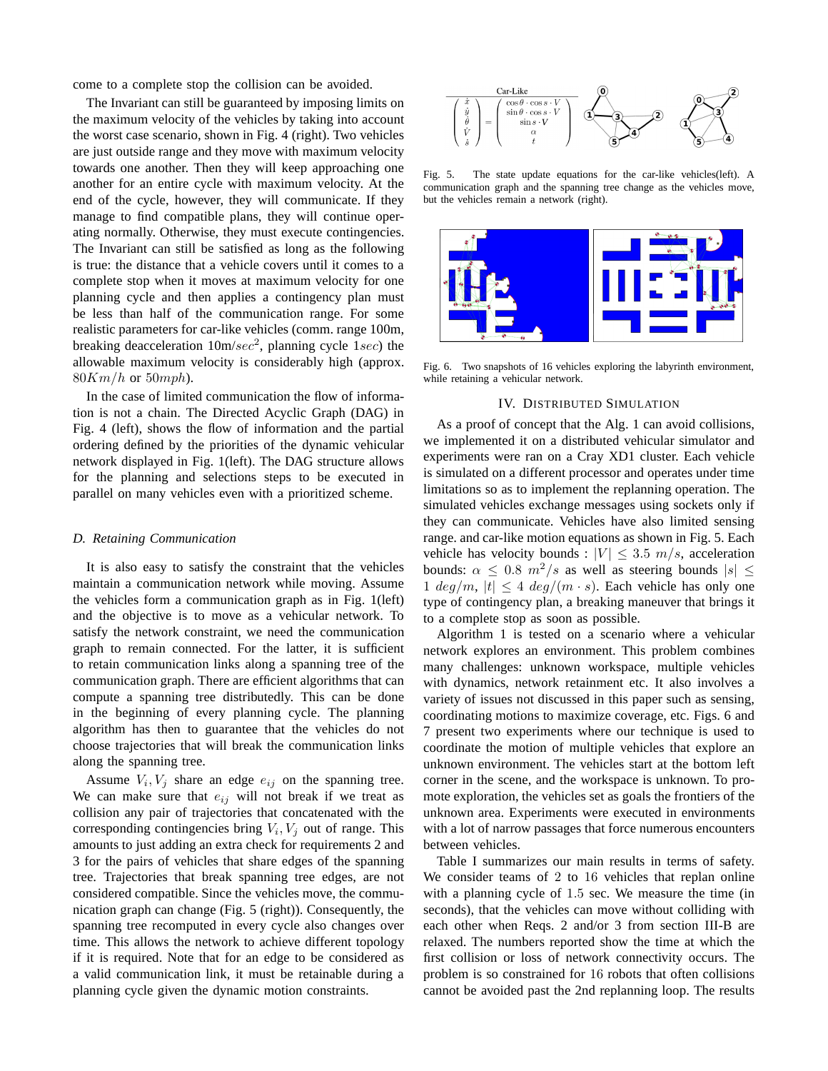come to a complete stop the collision can be avoided.

The Invariant can still be guaranteed by imposing limits on the maximum velocity of the vehicles by taking into account the worst case scenario, shown in Fig. 4 (right). Two vehicles are just outside range and they move with maximum velocity towards one another. Then they will keep approaching one another for an entire cycle with maximum velocity. At the end of the cycle, however, they will communicate. If they manage to find compatible plans, they will continue operating normally. Otherwise, they must execute contingencies. The Invariant can still be satisfied as long as the following is true: the distance that a vehicle covers until it comes to a complete stop when it moves at maximum velocity for one planning cycle and then applies a contingency plan must be less than half of the communication range. For some realistic parameters for car-like vehicles (comm. range 100m, breaking deacceleration 10m/$sec^2$, planning cycle $1sec$) the allowable maximum velocity is considerably high (approx. $80Km/h$ or $50mph$).

In the case of limited communication the flow of information is not a chain. The Directed Acyclic Graph (DAG) in Fig. 4 (left), shows the flow of information and the partial ordering defined by the priorities of the dynamic vehicular network displayed in Fig. 1(left). The DAG structure allows for the planning and selections steps to be executed in parallel on many vehicles even with a prioritized scheme.

### *D. Retaining Communication*

It is also easy to satisfy the constraint that the vehicles maintain a communication network while moving. Assume the vehicles form a communication graph as in Fig. 1(left) and the objective is to move as a vehicular network. To satisfy the network constraint, we need the communication graph to remain connected. For the latter, it is sufficient to retain communication links along a spanning tree of the communication graph. There are efficient algorithms that can compute a spanning tree distributedly. This can be done in the beginning of every planning cycle. The planning algorithm has then to guarantee that the vehicles do not choose trajectories that will break the communication links along the spanning tree.

Assume $V_i, V_j$ share an edge $e_{ij}$ on the spanning tree. We can make sure that $e_{ij}$ will not break if we treat as collision any pair of trajectories that concatenated with the corresponding contingencies bring $V_i, V_j$ out of range. This amounts to just adding an extra check for requirements 2 and 3 for the pairs of vehicles that share edges of the spanning tree. Trajectories that break spanning tree edges, are not considered compatible. Since the vehicles move, the communication graph can change (Fig. 5 (right)). Consequently, the spanning tree recomputed in every cycle also changes over time. This allows the network to achieve different topology if it is required. Note that for an edge to be considered as a valid communication link, it must be retainable during a planning cycle given the dynamic motion constraints.

Car-Like

$$
\begin{pmatrix} \dot{x} \\ \dot{y} \\ \dot{\theta} \\ \dot{V} \\ \dot{s} \end{pmatrix} = \begin{pmatrix} \cos\theta \cdot \cos s \cdot V \\ \sin\theta \cdot \cos s \cdot V \\ \sin s \cdot V \\ \alpha \\ t \end{pmatrix}
$$

Fig. 5. The state update equations for the car-like vehicles(left). A communication graph and the spanning tree change as the vehicles move, but the vehicles remain a network (right).

Fig. 6. Two snapshots of 16 vehicles exploring the labyrinth environment, while retaining a vehicular network.

## IV. Distributed Simulation

As a proof of concept that the Alg. 1 can avoid collisions, we implemented it on a distributed vehicular simulator and experiments were ran on a Cray XD1 cluster. Each vehicle is simulated on a different processor and operates under time limitations so as to implement the replanning operation. The simulated vehicles exchange messages using sockets only if they can communicate. Vehicles have also limited sensing range. and car-like motion equations as shown in Fig. 5. Each vehicle has velocity bounds : $|V| \leq 3.5\ m/s$, acceleration bounds: $\alpha \leq 0.8\ m^2/s$ as well as steering bounds $|s| \leq 1\ deg/m$, $|t| \leq 4\ deg/(m \cdot s)$. Each vehicle has only one type of contingency plan, a breaking maneuver that brings it to a complete stop as soon as possible.

Algorithm 1 is tested on a scenario where a vehicular network explores an environment. This problem combines many challenges: unknown workspace, multiple vehicles with dynamics, network retainment etc. It also involves a variety of issues not discussed in this paper such as sensing, coordinating motions to maximize coverage, etc. Figs. 6 and 7 present two experiments where our technique is used to coordinate the motion of multiple vehicles that explore an unknown environment. The vehicles start at the bottom left corner in the scene, and the workspace is unknown. To promote exploration, the vehicles set as goals the frontiers of the unknown area. Experiments were executed in environments with a lot of narrow passages that force numerous encounters between vehicles.

Table I summarizes our main results in terms of safety. We consider teams of 2 to 16 vehicles that replan online with a planning cycle of 1.5 sec. We measure the time (in seconds), that the vehicles can move without colliding with each other when Reqs. 2 and/or 3 from section III-B are relaxed. The numbers reported show the time at which the first collision or loss of network connectivity occurs. The problem is so constrained for 16 robots that often collisions cannot be avoided past the 2nd replanning loop. The results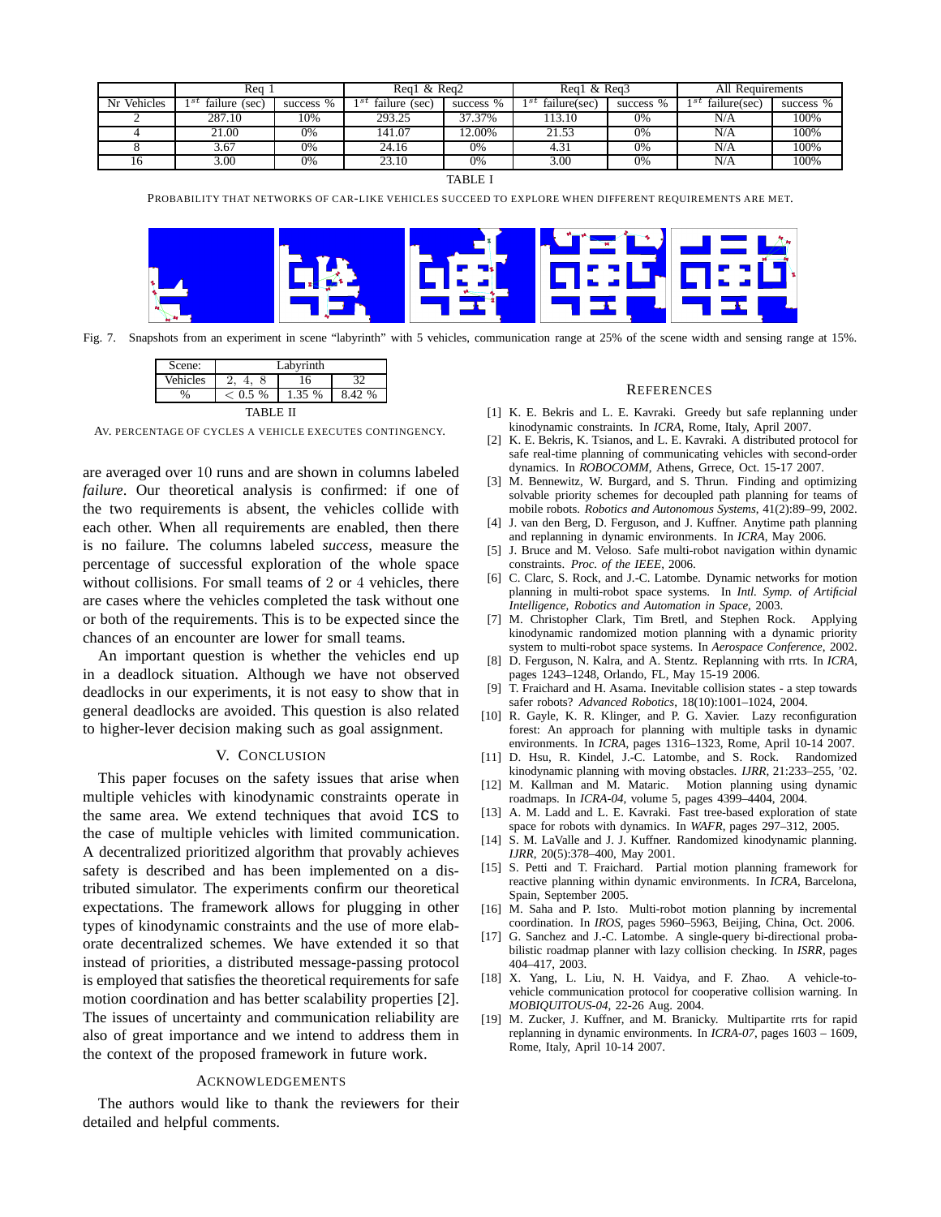| Nr Vehicles | Req 1 | | Req1 & Req2 | | Req1 & Req3 | | All Requirements | |
|---|---|---|---|---|---|---|---|---|
| | $1^{st}$ failure (sec) | success % | $1^{st}$ failure (sec) | success % | $1^{st}$ failure(sec) | success % | $1^{st}$ failure(sec) | success % |
| 2 | 287.10 | 10% | 293.25 | 37.37% | 113.10 | 0% | N/A | 100% |
| 4 | 21.00 | 0% | 141.07 | 12.00% | 21.53 | 0% | N/A | 100% |
| 8 | 3.67 | 0% | 24.16 | 0% | 4.31 | 0% | N/A | 100% |
| 16 | 3.00 | 0% | 23.10 | 0% | 3.00 | 0% | N/A | 100% |

TABLE I

PROBABILITY THAT NETWORKS OF CAR-LIKE VEHICLES SUCCEED TO EXPLORE WHEN DIFFERENT REQUIREMENTS ARE MET.

Fig. 7. Snapshots from an experiment in scene "labyrinth" with 5 vehicles, communication range at 25% of the scene width and sensing range at 15%.

| Scene: | Labyrinth | | |
|---|---|---|---|
| Vehicles | 2, 4, 8 | 16 | 32 |
| % | $< 0.5$ % | 1.35 % | 8.42 % |

TABLE II

AV. PERCENTAGE OF CYCLES A VEHICLE EXECUTES CONTINGENCY.

are averaged over 10 runs and are shown in columns labeled *failure*. Our theoretical analysis is confirmed: if one of the two requirements is absent, the vehicles collide with each other. When all requirements are enabled, then there is no failure. The columns labeled *success*, measure the percentage of successful exploration of the whole space without collisions. For small teams of 2 or 4 vehicles, there are cases where the vehicles completed the task without one or both of the requirements. This is to be expected since the chances of an encounter are lower for small teams.

An important question is whether the vehicles end up in a deadlock situation. Although we have not observed deadlocks in our experiments, it is not easy to show that in general deadlocks are avoided. This question is also related to higher-lever decision making such as goal assignment.

## V. CONCLUSION

This paper focuses on the safety issues that arise when multiple vehicles with kinodynamic constraints operate in the same area. We extend techniques that avoid ICS to the case of multiple vehicles with limited communication. A decentralized prioritized algorithm that provably achieves safety is described and has been implemented on a distributed simulator. The experiments confirm our theoretical expectations. The framework allows for plugging in other types of kinodynamic constraints and the use of more elaborate decentralized schemes. We have extended it so that instead of priorities, a distributed message-passing protocol is employed that satisfies the theoretical requirements for safe motion coordination and has better scalability properties [2]. The issues of uncertainty and communication reliability are also of great importance and we intend to address them in the context of the proposed framework in future work.

## ACKNOWLEDGEMENTS

The authors would like to thank the reviewers for their detailed and helpful comments.

## REFERENCES

[1] K. E. Bekris and L. E. Kavraki. Greedy but safe replanning under kinodynamic constraints. In *ICRA*, Rome, Italy, April 2007.

[2] K. E. Bekris, K. Tsianos, and L. E. Kavraki. A distributed protocol for safe real-time planning of communicating vehicles with second-order dynamics. In *ROBOCOMM*, Athens, Grrece, Oct. 15-17 2007.

[3] M. Bennewitz, W. Burgard, and S. Thrun. Finding and optimizing solvable priority schemes for decoupled path planning for teams of mobile robots. *Robotics and Autonomous Systems*, 41(2):89–99, 2002.

[4] J. van den Berg, D. Ferguson, and J. Kuffner. Anytime path planning and replanning in dynamic environments. In *ICRA*, May 2006.

[5] J. Bruce and M. Veloso. Safe multi-robot navigation within dynamic constraints. *Proc. of the IEEE*, 2006.

[6] C. Clarc, S. Rock, and J.-C. Latombe. Dynamic networks for motion planning in multi-robot space systems. In *Intl. Symp. of Artificial Intelligence, Robotics and Automation in Space*, 2003.

[7] M. Christopher Clark, Tim Bretl, and Stephen Rock. Applying kinodynamic randomized motion planning with a dynamic priority system to multi-robot space systems. In *Aerospace Conference*, 2002.

[8] D. Ferguson, N. Kalra, and A. Stentz. Replanning with rrts. In *ICRA*, pages 1243–1248, Orlando, FL, May 15-19 2006.

[9] T. Fraichard and H. Asama. Inevitable collision states - a step towards safer robots? *Advanced Robotics*, 18(10):1001–1024, 2004.

[10] R. Gayle, K. R. Klinger, and P. G. Xavier. Lazy reconfiguration forest: An approach for planning with multiple tasks in dynamic environments. In *ICRA*, pages 1316–1323, Rome, April 10-14 2007.

[11] D. Hsu, R. Kindel, J.-C. Latombe, and S. Rock. Randomized kinodynamic planning with moving obstacles. *IJRR*, 21:233–255, '02.

[12] M. Kallman and M. Mataric. Motion planning using dynamic roadmaps. In *ICRA-04*, volume 5, pages 4399–4404, 2004.

[13] A. M. Ladd and L. E. Kavraki. Fast tree-based exploration of state space for robots with dynamics. In *WAFR*, pages 297–312, 2005.

[14] S. M. LaValle and J. J. Kuffner. Randomized kinodynamic planning. *IJRR*, 20(5):378–400, May 2001.

[15] S. Petti and T. Fraichard. Partial motion planning framework for reactive planning within dynamic environments. In *ICRA*, Barcelona, Spain, September 2005.

[16] M. Saha and P. Isto. Multi-robot motion planning by incremental coordination. In *IROS*, pages 5960–5963, Beijing, China, Oct. 2006.

[17] G. Sanchez and J.-C. Latombe. A single-query bi-directional probabilistic roadmap planner with lazy collision checking. In *ISRR*, pages 404–417, 2003.

[18] X. Yang, L. Liu, N. H. Vaidya, and F. Zhao. A vehicle-to-vehicle communication protocol for cooperative collision warning. In *MOBIQUITOUS-04*, 22-26 Aug. 2004.

[19] M. Zucker, J. Kuffner, and M. Branicky. Multipartite rrts for rapid replanning in dynamic environments. In *ICRA-07*, pages 1603 – 1609, Rome, Italy, April 10-14 2007.